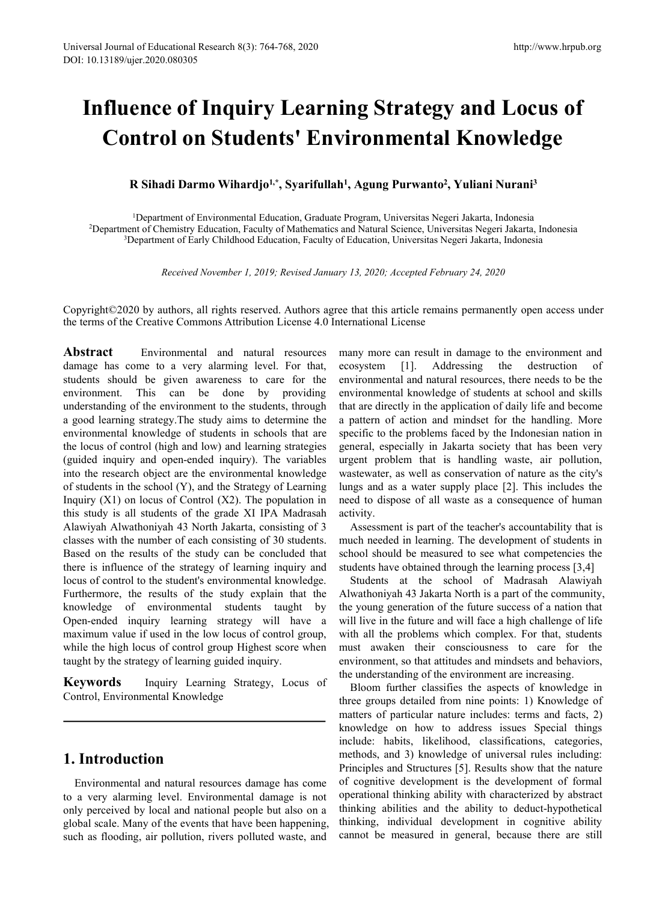# Influence of Inquiry Learning Strategy and Locus of Control on Students' Environmental Knowledge

**R Sihadi Darmo Wihardjo[1,*], Syarifullah[1], Agung Purwanto[2], Yuliani Nurani[3]**

[1]Department of Environmental Education, Graduate Program, Universitas Negeri Jakarta, Indonesia
[2]Department of Chemistry Education, Faculty of Mathematics and Natural Science, Universitas Negeri Jakarta, Indonesia
[3]Department of Early Childhood Education, Faculty of Education, Universitas Negeri Jakarta, Indonesia

*Received November 1, 2019; Revised January 13, 2020; Accepted February 24, 2020*

Copyright©2020 by authors, all rights reserved. Authors agree that this article remains permanently open access under the terms of the Creative Commons Attribution License 4.0 International License

**Abstract** Environmental and natural resources damage has come to a very alarming level. For that, students should be given awareness to care for the environment. This can be done by providing understanding of the environment to the students, through a good learning strategy.The study aims to determine the environmental knowledge of students in schools that are the locus of control (high and low) and learning strategies (guided inquiry and open-ended inquiry). The variables into the research object are the environmental knowledge of students in the school (Y), and the Strategy of Learning Inquiry (X1) on locus of Control (X2). The population in this study is all students of the grade XI IPA Madrasah Alawiyah Alwathoniyah 43 North Jakarta, consisting of 3 classes with the number of each consisting of 30 students. Based on the results of the study can be concluded that there is influence of the strategy of learning inquiry and locus of control to the student's environmental knowledge. Furthermore, the results of the study explain that the knowledge of environmental students taught by Open-ended inquiry learning strategy will have a maximum value if used in the low locus of control group, while the high locus of control group Highest score when taught by the strategy of learning guided inquiry.

**Keywords** Inquiry Learning Strategy, Locus of Control, Environmental Knowledge

## 1. Introduction

Environmental and natural resources damage has come to a very alarming level. Environmental damage is not only perceived by local and national people but also on a global scale. Many of the events that have been happening, such as flooding, air pollution, rivers polluted waste, and many more can result in damage to the environment and ecosystem [1]. Addressing the destruction of environmental and natural resources, there needs to be the environmental knowledge of students at school and skills that are directly in the application of daily life and become a pattern of action and mindset for the handling. More specific to the problems faced by the Indonesian nation in general, especially in Jakarta society that has been very urgent problem that is handling waste, air pollution, wastewater, as well as conservation of nature as the city's lungs and as a water supply place [2]. This includes the need to dispose of all waste as a consequence of human activity.

Assessment is part of the teacher's accountability that is much needed in learning. The development of students in school should be measured to see what competencies the students have obtained through the learning process [3,4]

Students at the school of Madrasah Alawiyah Alwathoniyah 43 Jakarta North is a part of the community, the young generation of the future success of a nation that will live in the future and will face a high challenge of life with all the problems which complex. For that, students must awaken their consciousness to care for the environment, so that attitudes and mindsets and behaviors, the understanding of the environment are increasing.

Bloom further classifies the aspects of knowledge in three groups detailed from nine points: 1) Knowledge of matters of particular nature includes: terms and facts, 2) knowledge on how to address issues Special things include: habits, likelihood, classifications, categories, methods, and 3) knowledge of universal rules including: Principles and Structures [5]. Results show that the nature of cognitive development is the development of formal operational thinking ability with characterized by abstract thinking abilities and the ability to deduct-hypothetical thinking, individual development in cognitive ability cannot be measured in general, because there are still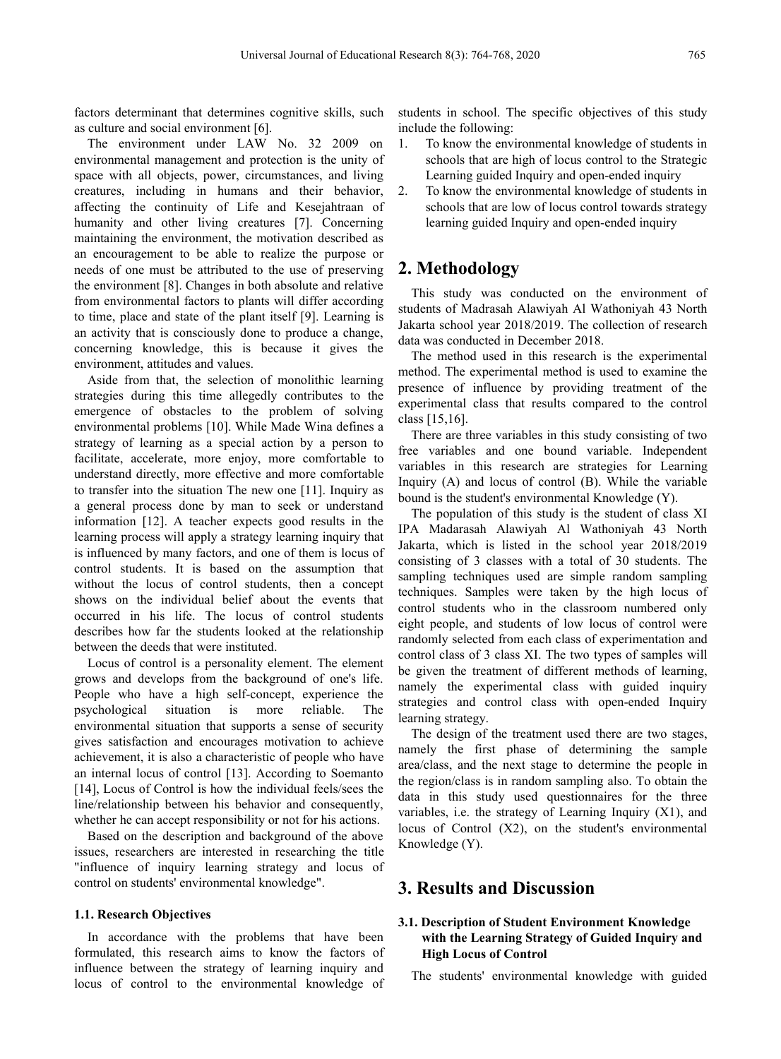factors determinant that determines cognitive skills, such as culture and social environment [6].

The environment under LAW No. 32 2009 on environmental management and protection is the unity of space with all objects, power, circumstances, and living creatures, including in humans and their behavior, affecting the continuity of Life and Kesejahtraan of humanity and other living creatures [7]. Concerning maintaining the environment, the motivation described as an encouragement to be able to realize the purpose or needs of one must be attributed to the use of preserving the environment [8]. Changes in both absolute and relative from environmental factors to plants will differ according to time, place and state of the plant itself [9]. Learning is an activity that is consciously done to produce a change, concerning knowledge, this is because it gives the environment, attitudes and values.

Aside from that, the selection of monolithic learning strategies during this time allegedly contributes to the emergence of obstacles to the problem of solving environmental problems [10]. While Made Wina defines a strategy of learning as a special action by a person to facilitate, accelerate, more enjoy, more comfortable to understand directly, more effective and more comfortable to transfer into the situation The new one [11]. Inquiry as a general process done by man to seek or understand information [12]. A teacher expects good results in the learning process will apply a strategy learning inquiry that is influenced by many factors, and one of them is locus of control students. It is based on the assumption that without the locus of control students, then a concept shows on the individual belief about the events that occurred in his life. The locus of control students describes how far the students looked at the relationship between the deeds that were instituted.

Locus of control is a personality element. The element grows and develops from the background of one's life. People who have a high self-concept, experience the psychological situation is more reliable. The environmental situation that supports a sense of security gives satisfaction and encourages motivation to achieve achievement, it is also a characteristic of people who have an internal locus of control [13]. According to Soemanto [14], Locus of Control is how the individual feels/sees the line/relationship between his behavior and consequently, whether he can accept responsibility or not for his actions.

Based on the description and background of the above issues, researchers are interested in researching the title "influence of inquiry learning strategy and locus of control on students' environmental knowledge".

### 1.1. Research Objectives

In accordance with the problems that have been formulated, this research aims to know the factors of influence between the strategy of learning inquiry and locus of control to the environmental knowledge of students in school. The specific objectives of this study include the following:

1. To know the environmental knowledge of students in schools that are high of locus control to the Strategic Learning guided Inquiry and open-ended inquiry
2. To know the environmental knowledge of students in schools that are low of locus control towards strategy learning guided Inquiry and open-ended inquiry

## 2. Methodology

This study was conducted on the environment of students of Madrasah Alawiyah Al Wathoniyah 43 North Jakarta school year 2018/2019. The collection of research data was conducted in December 2018.

The method used in this research is the experimental method. The experimental method is used to examine the presence of influence by providing treatment of the experimental class that results compared to the control class [15,16].

There are three variables in this study consisting of two free variables and one bound variable. Independent variables in this research are strategies for Learning Inquiry (A) and locus of control (B). While the variable bound is the student's environmental Knowledge (Y).

The population of this study is the student of class XI IPA Madarasah Alawiyah Al Wathoniyah 43 North Jakarta, which is listed in the school year 2018/2019 consisting of 3 classes with a total of 30 students. The sampling techniques used are simple random sampling techniques. Samples were taken by the high locus of control students who in the classroom numbered only eight people, and students of low locus of control were randomly selected from each class of experimentation and control class of 3 class XI. The two types of samples will be given the treatment of different methods of learning, namely the experimental class with guided inquiry strategies and control class with open-ended Inquiry learning strategy.

The design of the treatment used there are two stages, namely the first phase of determining the sample area/class, and the next stage to determine the people in the region/class is in random sampling also. To obtain the data in this study used questionnaires for the three variables, i.e. the strategy of Learning Inquiry (X1), and locus of Control (X2), on the student's environmental Knowledge (Y).

## 3. Results and Discussion

### 3.1. Description of Student Environment Knowledge with the Learning Strategy of Guided Inquiry and High Locus of Control

The students' environmental knowledge with guided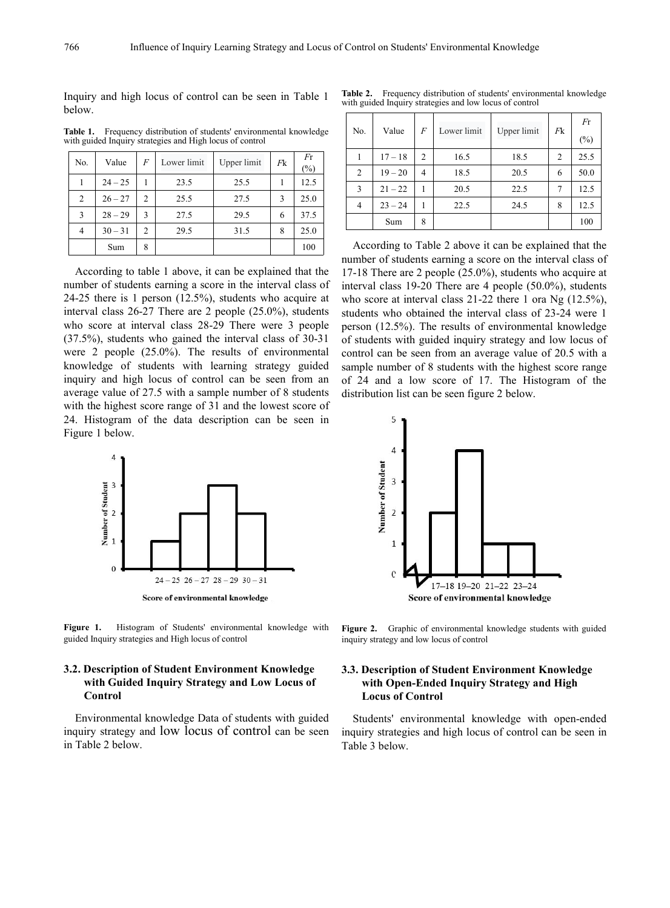Inquiry and high locus of control can be seen in Table 1 below.

**Table 1.** Frequency distribution of students' environmental knowledge with guided Inquiry strategies and High locus of control

| No. | Value | *F* | Lower limit | Upper limit | *F*k | *F*r (%) |
|---|---|---|---|---|---|---|
| 1 | 24 – 25 | 1 | 23.5 | 25.5 | 1 | 12.5 |
| 2 | 26 – 27 | 2 | 25.5 | 27.5 | 3 | 25.0 |
| 3 | 28 – 29 | 3 | 27.5 | 29.5 | 6 | 37.5 |
| 4 | 30 – 31 | 2 | 29.5 | 31.5 | 8 | 25.0 |
| | Sum | 8 | | | | 100 |

According to table 1 above, it can be explained that the number of students earning a score in the interval class of 24-25 there is 1 person (12.5%), students who acquire at interval class 26-27 There are 2 people (25.0%), students who score at interval class 28-29 There were 3 people (37.5%), students who gained the interval class of 30-31 were 2 people (25.0%). The results of environmental knowledge of students with learning strategy guided inquiry and high locus of control can be seen from an average value of 27.5 with a sample number of 8 students with the highest score range of 31 and the lowest score of 24. Histogram of the data description can be seen in Figure 1 below.

**Figure 1.** Histogram of Students' environmental knowledge with guided Inquiry strategies and High locus of control

### 3.2. Description of Student Environment Knowledge with Guided Inquiry Strategy and Low Locus of Control

Environmental knowledge Data of students with guided inquiry strategy and low locus of control can be seen in Table 2 below.

**Table 2.** Frequency distribution of students' environmental knowledge with guided Inquiry strategies and low locus of control

| No. | Value | *F* | Lower limit | Upper limit | *F*k | *F*r (%) |
|---|---|---|---|---|---|---|
| 1 | 17 – 18 | 2 | 16.5 | 18.5 | 2 | 25.5 |
| 2 | 19 – 20 | 4 | 18.5 | 20.5 | 6 | 50.0 |
| 3 | 21 – 22 | 1 | 20.5 | 22.5 | 7 | 12.5 |
| 4 | 23 – 24 | 1 | 22.5 | 24.5 | 8 | 12.5 |
| | Sum | 8 | | | | 100 |

According to Table 2 above it can be explained that the number of students earning a score on the interval class of 17-18 There are 2 people (25.0%), students who acquire at interval class 19-20 There are 4 people (50.0%), students who score at interval class 21-22 there 1 ora Ng (12.5%), students who obtained the interval class of 23-24 were 1 person (12.5%). The results of environmental knowledge of students with guided inquiry strategy and low locus of control can be seen from an average value of 20.5 with a sample number of 8 students with the highest score range of 24 and a low score of 17. The Histogram of the distribution list can be seen figure 2 below.

**Figure 2.** Graphic of environmental knowledge students with guided inquiry strategy and low locus of control

### 3.3. Description of Student Environment Knowledge with Open-Ended Inquiry Strategy and High Locus of Control

Students' environmental knowledge with open-ended inquiry strategies and high locus of control can be seen in Table 3 below.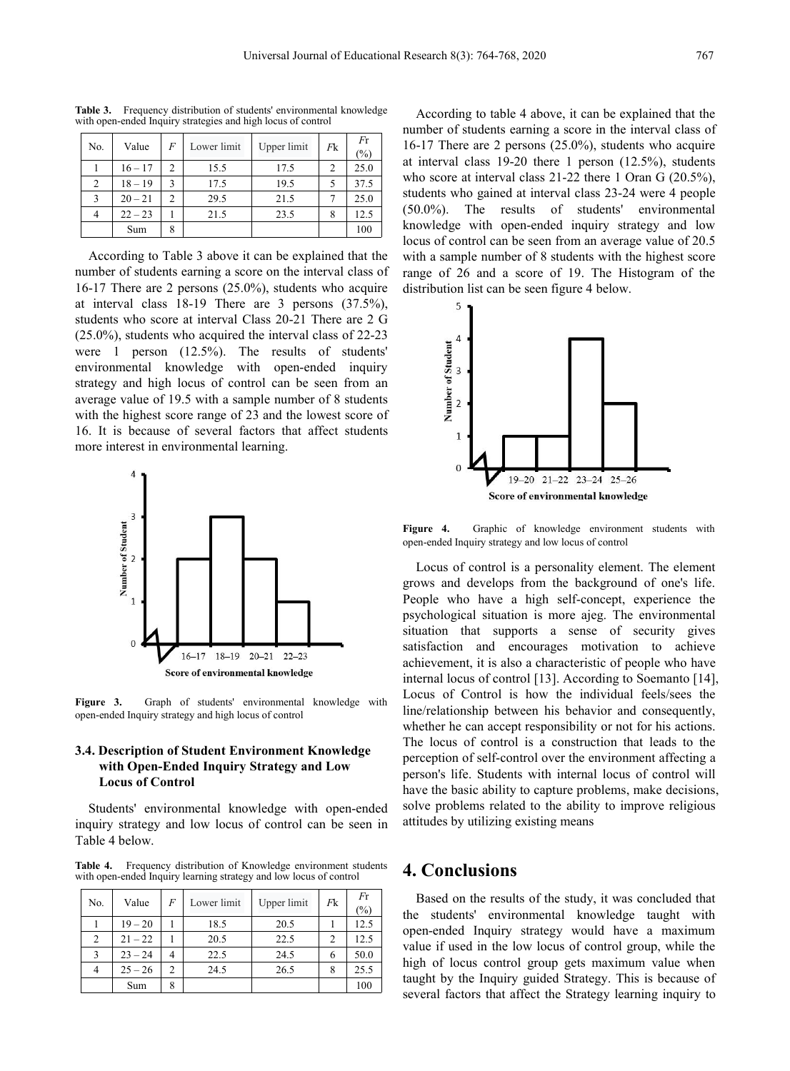**Table 3.** Frequency distribution of students' environmental knowledge with open-ended Inquiry strategies and high locus of control

| No. | Value | *F* | Lower limit | Upper limit | *F*k | *F*r (%) |
|---|---|---|---|---|---|---|
| 1 | 16 – 17 | 2 | 15.5 | 17.5 | 2 | 25.0 |
| 2 | 18 – 19 | 3 | 17.5 | 19.5 | 5 | 37.5 |
| 3 | 20 – 21 | 2 | 29.5 | 21.5 | 7 | 25.0 |
| 4 | 22 – 23 | 1 | 21.5 | 23.5 | 8 | 12.5 |
| | Sum | 8 | | | | 100 |

According to Table 3 above it can be explained that the number of students earning a score on the interval class of 16-17 There are 2 persons (25.0%), students who acquire at interval class 18-19 There are 3 persons (37.5%), students who score at interval Class 20-21 There are 2 G (25.0%), students who acquired the interval class of 22-23 were 1 person (12.5%). The results of students' environmental knowledge with open-ended inquiry strategy and high locus of control can be seen from an average value of 19.5 with a sample number of 8 students with the highest score range of 23 and the lowest score of 16. It is because of several factors that affect students more interest in environmental learning.

**Figure 3.** Graph of students' environmental knowledge with open-ended Inquiry strategy and high locus of control

### 3.4. Description of Student Environment Knowledge with Open-Ended Inquiry Strategy and Low Locus of Control

Students' environmental knowledge with open-ended inquiry strategy and low locus of control can be seen in Table 4 below.

**Table 4.** Frequency distribution of Knowledge environment students with open-ended Inquiry learning strategy and low locus of control

| No. | Value | *F* | Lower limit | Upper limit | *F*k | *F*r (%) |
|---|---|---|---|---|---|---|
| 1 | 19 – 20 | 1 | 18.5 | 20.5 | 1 | 12.5 |
| 2 | 21 – 22 | 1 | 20.5 | 22.5 | 2 | 12.5 |
| 3 | 23 – 24 | 4 | 22.5 | 24.5 | 6 | 50.0 |
| 4 | 25 – 26 | 2 | 24.5 | 26.5 | 8 | 25.5 |
| | Sum | 8 | | | | 100 |

According to table 4 above, it can be explained that the number of students earning a score in the interval class of 16-17 There are 2 persons (25.0%), students who acquire at interval class 19-20 there 1 person (12.5%), students who score at interval class 21-22 there 1 Oran G (20.5%), students who gained at interval class 23-24 were 4 people (50.0%). The results of students' environmental knowledge with open-ended inquiry strategy and low locus of control can be seen from an average value of 20.5 with a sample number of 8 students with the highest score range of 26 and a score of 19. The Histogram of the distribution list can be seen figure 4 below.

**Figure 4.** Graphic of knowledge environment students with open-ended Inquiry strategy and low locus of control

Locus of control is a personality element. The element grows and develops from the background of one's life. People who have a high self-concept, experience the psychological situation is more ajeg. The environmental situation that supports a sense of security gives satisfaction and encourages motivation to achieve achievement, it is also a characteristic of people who have internal locus of control [13]. According to Soemanto [14], Locus of Control is how the individual feels/sees the line/relationship between his behavior and consequently, whether he can accept responsibility or not for his actions. The locus of control is a construction that leads to the perception of self-control over the environment affecting a person's life. Students with internal locus of control will have the basic ability to capture problems, make decisions, solve problems related to the ability to improve religious attitudes by utilizing existing means

## 4. Conclusions

Based on the results of the study, it was concluded that the students' environmental knowledge taught with open-ended Inquiry strategy would have a maximum value if used in the low locus of control group, while the high of locus control group gets maximum value when taught by the Inquiry guided Strategy. This is because of several factors that affect the Strategy learning inquiry to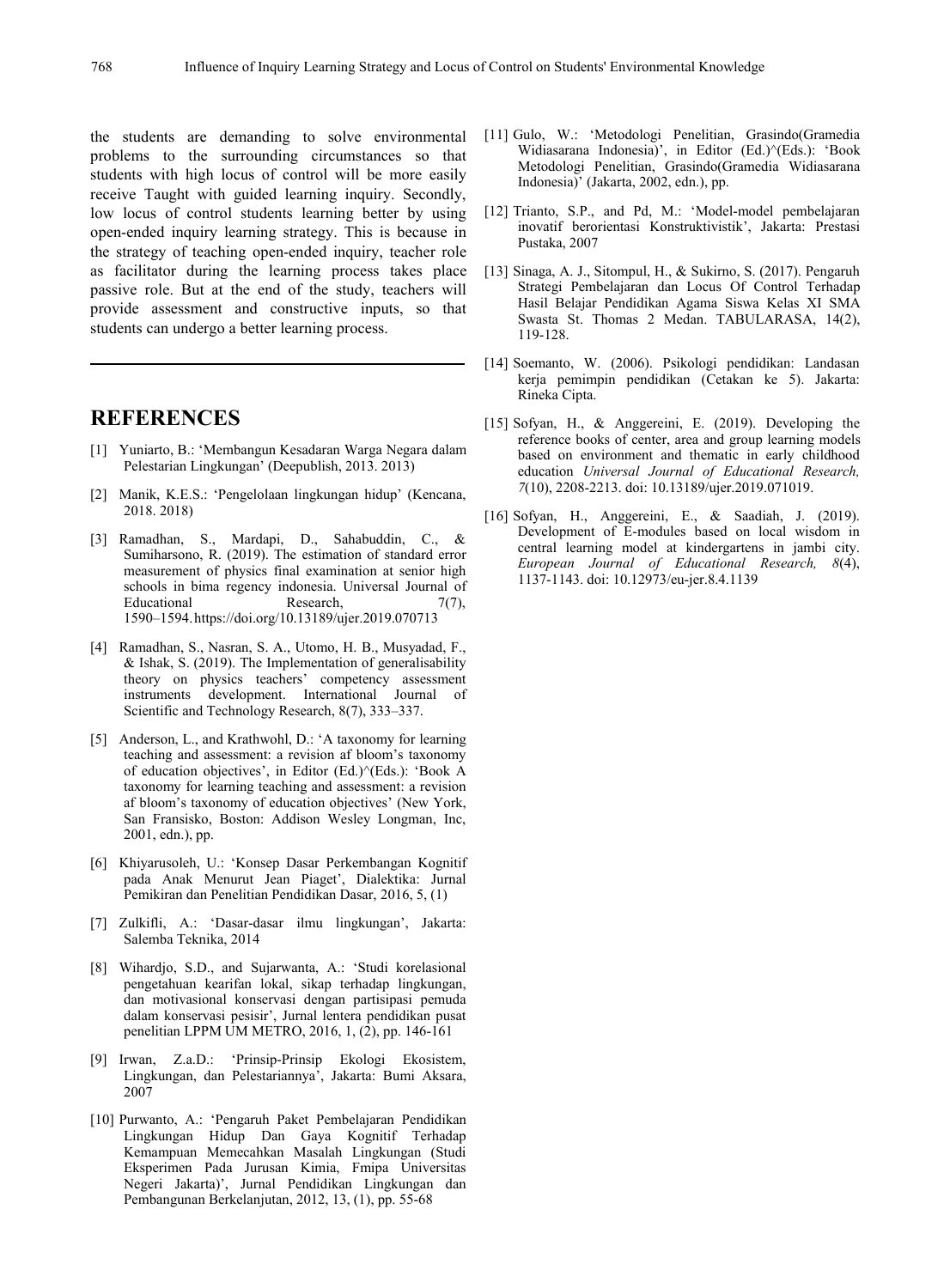the students are demanding to solve environmental problems to the surrounding circumstances so that students with high locus of control will be more easily receive Taught with guided learning inquiry. Secondly, low locus of control students learning better by using open-ended inquiry learning strategy. This is because in the strategy of teaching open-ended inquiry, teacher role as facilitator during the learning process takes place passive role. But at the end of the study, teachers will provide assessment and constructive inputs, so that students can undergo a better learning process.

## REFERENCES

[1] Yuniarto, B.: 'Membangun Kesadaran Warga Negara dalam Pelestarian Lingkungan' (Deepublish, 2013. 2013)

[2] Manik, K.E.S.: 'Pengelolaan lingkungan hidup' (Kencana, 2018. 2018)

[3] Ramadhan, S., Mardapi, D., Sahabuddin, C., & Sumiharsono, R. (2019). The estimation of standard error measurement of physics final examination at senior high schools in bima regency indonesia. Universal Journal of Educational Research, 7(7), 1590–1594. https://doi.org/10.13189/ujer.2019.070713

[4] Ramadhan, S., Nasran, S. A., Utomo, H. B., Musyadad, F., & Ishak, S. (2019). The Implementation of generalisability theory on physics teachers' competency assessment instruments development. International Journal of Scientific and Technology Research, 8(7), 333–337.

[5] Anderson, L., and Krathwohl, D.: 'A taxonomy for learning teaching and assessment: a revision af bloom's taxonomy of education objectives', in Editor (Ed.)^(Eds.): 'Book A taxonomy for learning teaching and assessment: a revision af bloom's taxonomy of education objectives' (New York, San Fransisko, Boston: Addison Wesley Longman, Inc, 2001, edn.), pp.

[6] Khiyarusoleh, U.: 'Konsep Dasar Perkembangan Kognitif pada Anak Menurut Jean Piaget', Dialektika: Jurnal Pemikiran dan Penelitian Pendidikan Dasar, 2016, 5, (1)

[7] Zulkifli, A.: 'Dasar-dasar ilmu lingkungan', Jakarta: Salemba Teknika, 2014

[8] Wihardjo, S.D., and Sujarwanta, A.: 'Studi korelasional pengetahuan kearifan lokal, sikap terhadap lingkungan, dan motivasional konservasi dengan partisipasi pemuda dalam konservasi pesisir', Jurnal lentera pendidikan pusat penelitian LPPM UM METRO, 2016, 1, (2), pp. 146-161

[9] Irwan, Z.a.D.: 'Prinsip-Prinsip Ekologi Ekosistem, Lingkungan, dan Pelestariannya', Jakarta: Bumi Aksara, 2007

[10] Purwanto, A.: 'Pengaruh Paket Pembelajaran Pendidikan Lingkungan Hidup Dan Gaya Kognitif Terhadap Kemampuan Memecahkan Masalah Lingkungan (Studi Eksperimen Pada Jurusan Kimia, Fmipa Universitas Negeri Jakarta)', Jurnal Pendidikan Lingkungan dan Pembangunan Berkelanjutan, 2012, 13, (1), pp. 55-68

[11] Gulo, W.: 'Metodologi Penelitian, Grasindo(Gramedia Widiasarana Indonesia)', in Editor (Ed.)^(Eds.): 'Book Metodologi Penelitian, Grasindo(Gramedia Widiasarana Indonesia)' (Jakarta, 2002, edn.), pp.

[12] Trianto, S.P., and Pd, M.: 'Model-model pembelajaran inovatif berorientasi Konstruktivistik', Jakarta: Prestasi Pustaka, 2007

[13] Sinaga, A. J., Sitompul, H., & Sukirno, S. (2017). Pengaruh Strategi Pembelajaran dan Locus Of Control Terhadap Hasil Belajar Pendidikan Agama Siswa Kelas XI SMA Swasta St. Thomas 2 Medan. TABULARASA, 14(2), 119-128.

[14] Soemanto, W. (2006). Psikologi pendidikan: Landasan kerja pemimpin pendidikan (Cetakan ke 5). Jakarta: Rineka Cipta.

[15] Sofyan, H., & Anggereini, E. (2019). Developing the reference books of center, area and group learning models based on environment and thematic in early childhood education *Universal Journal of Educational Research, 7*(10), 2208-2213. doi: 10.13189/ujer.2019.071019.

[16] Sofyan, H., Anggereini, E., & Saadiah, J. (2019). Development of E-modules based on local wisdom in central learning model at kindergartens in jambi city. *European Journal of Educational Research, 8*(4), 1137-1143. doi: 10.12973/eu-jer.8.4.1139